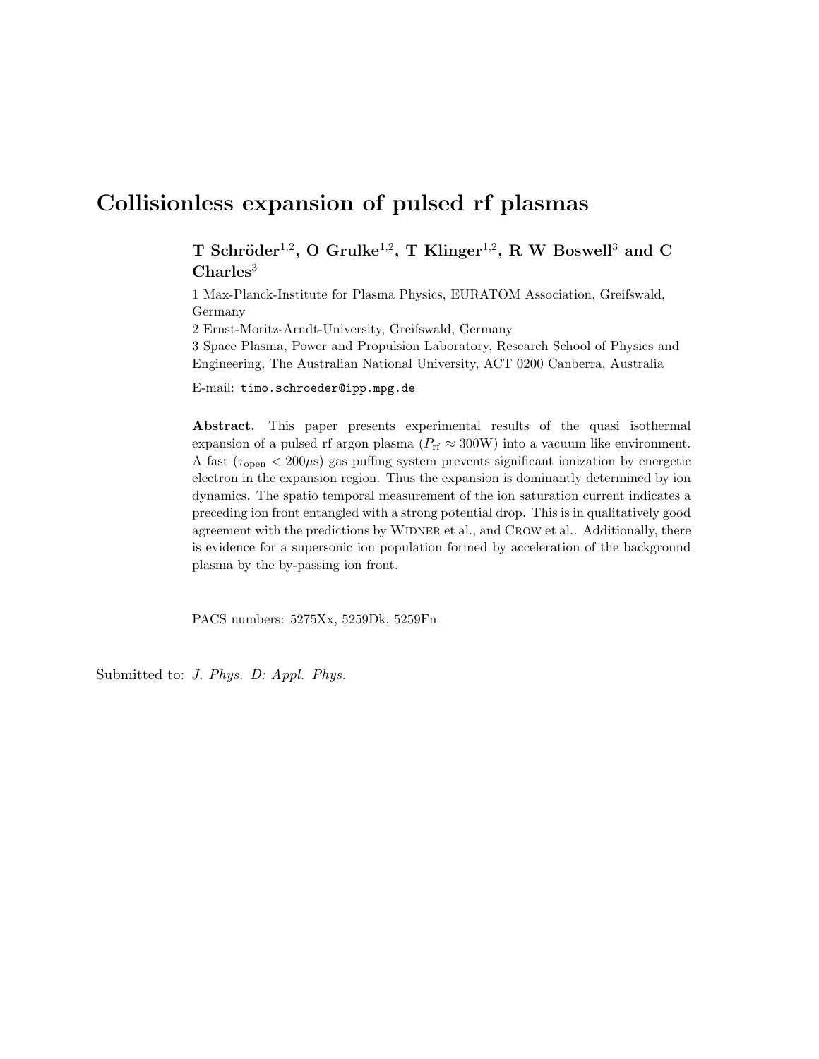# Collisionless expansion of pulsed rf plasmas

**T Schröder[1,2], O Grulke[1,2], T Klinger[1,2], R W Boswell[3] and C Charles[3]**

1 Max-Planck-Institute for Plasma Physics, EURATOM Association, Greifswald, Germany

2 Ernst-Moritz-Arndt-University, Greifswald, Germany

3 Space Plasma, Power and Propulsion Laboratory, Research School of Physics and Engineering, The Australian National University, ACT 0200 Canberra, Australia

E-mail: `timo.schroeder@ipp.mpg.de`

**Abstract.** This paper presents experimental results of the quasi isothermal expansion of a pulsed rf argon plasma ($P_{\rm rf} \approx 300$W) into a vacuum like environment. A fast ($\tau_{\rm open} < 200\mu$s) gas puffing system prevents significant ionization by energetic electron in the expansion region. Thus the expansion is dominantly determined by ion dynamics. The spatio temporal measurement of the ion saturation current indicates a preceding ion front entangled with a strong potential drop. This is in qualitatively good agreement with the predictions by Widner et al., and Crow et al.. Additionally, there is evidence for a supersonic ion population formed by acceleration of the background plasma by the by-passing ion front.

PACS numbers: 5275Xx, 5259Dk, 5259Fn

Submitted to: *J. Phys. D: Appl. Phys.*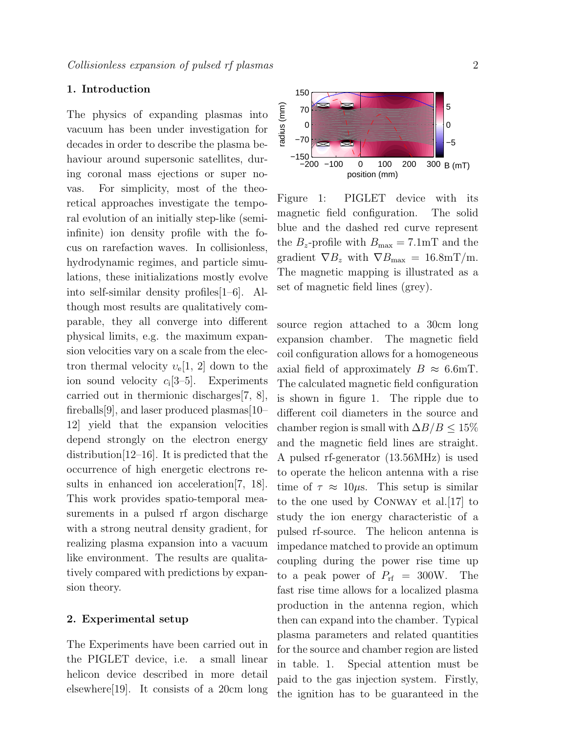## 1. Introduction

The physics of expanding plasmas into vacuum has been under investigation for decades in order to describe the plasma behaviour around supersonic satellites, during coronal mass ejections or super novas. For simplicity, most of the theoretical approaches investigate the temporal evolution of an initially step-like (semi-infinite) ion density profile with the focus on rarefaction waves. In collisionless, hydrodynamic regimes, and particle simulations, these initializations mostly evolve into self-similar density profiles[1–6]. Although most results are qualitatively comparable, they all converge into different physical limits, e.g. the maximum expansion velocities vary on a scale from the electron thermal velocity $v_e$[1, 2] down to the ion sound velocity $c_i$[3–5]. Experiments carried out in thermionic discharges[7, 8], fireballs[9], and laser produced plasmas[10–12] yield that the expansion velocities depend strongly on the electron energy distribution[12–16]. It is predicted that the occurrence of high energetic electrons results in enhanced ion acceleration[7, 18]. This work provides spatio-temporal measurements in a pulsed rf argon discharge with a strong neutral density gradient, for realizing plasma expansion into a vacuum like environment. The results are qualitatively compared with predictions by expansion theory.

## 2. Experimental setup

The Experiments have been carried out in the PIGLET device, i.e. a small linear helicon device described in more detail elsewhere[19]. It consists of a 20cm long source region attached to a 30cm long expansion chamber. The magnetic field coil configuration allows for a homogeneous axial field of approximately $B \approx 6.6$mT. The calculated magnetic field configuration is shown in figure 1. The ripple due to different coil diameters in the source and chamber region is small with $\Delta B/B \leq 15\%$ and the magnetic field lines are straight. A pulsed rf-generator (13.56MHz) is used to operate the helicon antenna with a rise time of $\tau \approx 10\mu$s. This setup is similar to the one used by Conway et al.[17] to study the ion energy characteristic of a pulsed rf-source. The helicon antenna is impedance matched to provide an optimum coupling during the power rise time up to a peak power of $P_{\rm rf} = 300$W. The fast rise time allows for a localized plasma production in the antenna region, which then can expand into the chamber. Typical plasma parameters and related quantities for the source and chamber region are listed in table. 1. Special attention must be paid to the gas injection system. Firstly, the ignition has to be guaranteed in the

Figure 1: PIGLET device with its magnetic field configuration. The solid blue and the dashed red curve represent the $B_z$-profile with $B_{\rm max} = 7.1$mT and the gradient $\nabla B_z$ with $\nabla B_{\rm max} = 16.8$mT/m. The magnetic mapping is illustrated as a set of magnetic field lines (grey).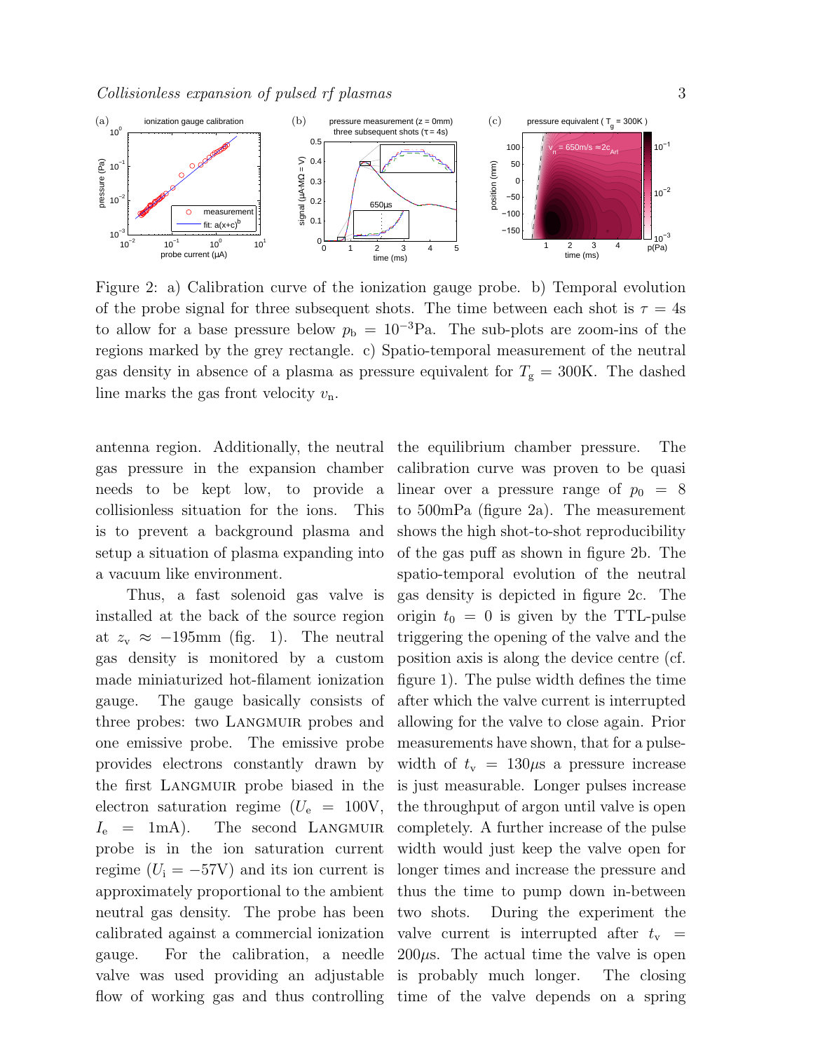Figure 2: a) Calibration curve of the ionization gauge probe. b) Temporal evolution of the probe signal for three subsequent shots. The time between each shot is $\tau = 4$s to allow for a base pressure below $p_{\mathrm{b}} = 10^{-3}$Pa. The sub-plots are zoom-ins of the regions marked by the grey rectangle. c) Spatio-temporal measurement of the neutral gas density in absence of a plasma as pressure equivalent for $T_{\mathrm{g}} = 300$K. The dashed line marks the gas front velocity $v_{\mathrm{n}}$.

antenna region. Additionally, the neutral gas pressure in the expansion chamber needs to be kept low, to provide a collisionless situation for the ions. This is to prevent a background plasma and setup a situation of plasma expanding into a vacuum like environment.

Thus, a fast solenoid gas valve is installed at the back of the source region at $z_{\mathrm{v}} \approx -195$mm (fig. 1). The neutral gas density is monitored by a custom made miniaturized hot-filament ionization gauge. The gauge basically consists of three probes: two Langmuir probes and one emissive probe. The emissive probe provides electrons constantly drawn by the first Langmuir probe biased in the electron saturation regime ($U_{\mathrm{e}} = 100$V, $I_{\mathrm{e}} = 1$mA). The second Langmuir probe is in the ion saturation current regime ($U_{\mathrm{i}} = -57$V) and its ion current is approximately proportional to the ambient neutral gas density. The probe has been calibrated against a commercial ionization gauge. For the calibration, a needle valve was used providing an adjustable flow of working gas and thus controlling the equilibrium chamber pressure. The calibration curve was proven to be quasi linear over a pressure range of $p_0 = 8$ to 500mPa (figure 2a). The measurement shows the high shot-to-shot reproducibility of the gas puff as shown in figure 2b. The spatio-temporal evolution of the neutral gas density is depicted in figure 2c. The origin $t_0 = 0$ is given by the TTL-pulse triggering the opening of the valve and the position axis is along the device centre (cf. figure 1). The pulse width defines the time after which the valve current is interrupted allowing for the valve to close again. Prior measurements have shown, that for a pulse-width of $t_{\mathrm{v}} = 130\mu$s a pressure increase is just measurable. Longer pulses increase the throughput of argon until valve is open completely. A further increase of the pulse width would just keep the valve open for longer times and increase the pressure and thus the time to pump down in-between two shots. During the experiment the valve current is interrupted after $t_{\mathrm{v}} = 200\mu$s. The actual time the valve is open is probably much longer. The closing time of the valve depends on a spring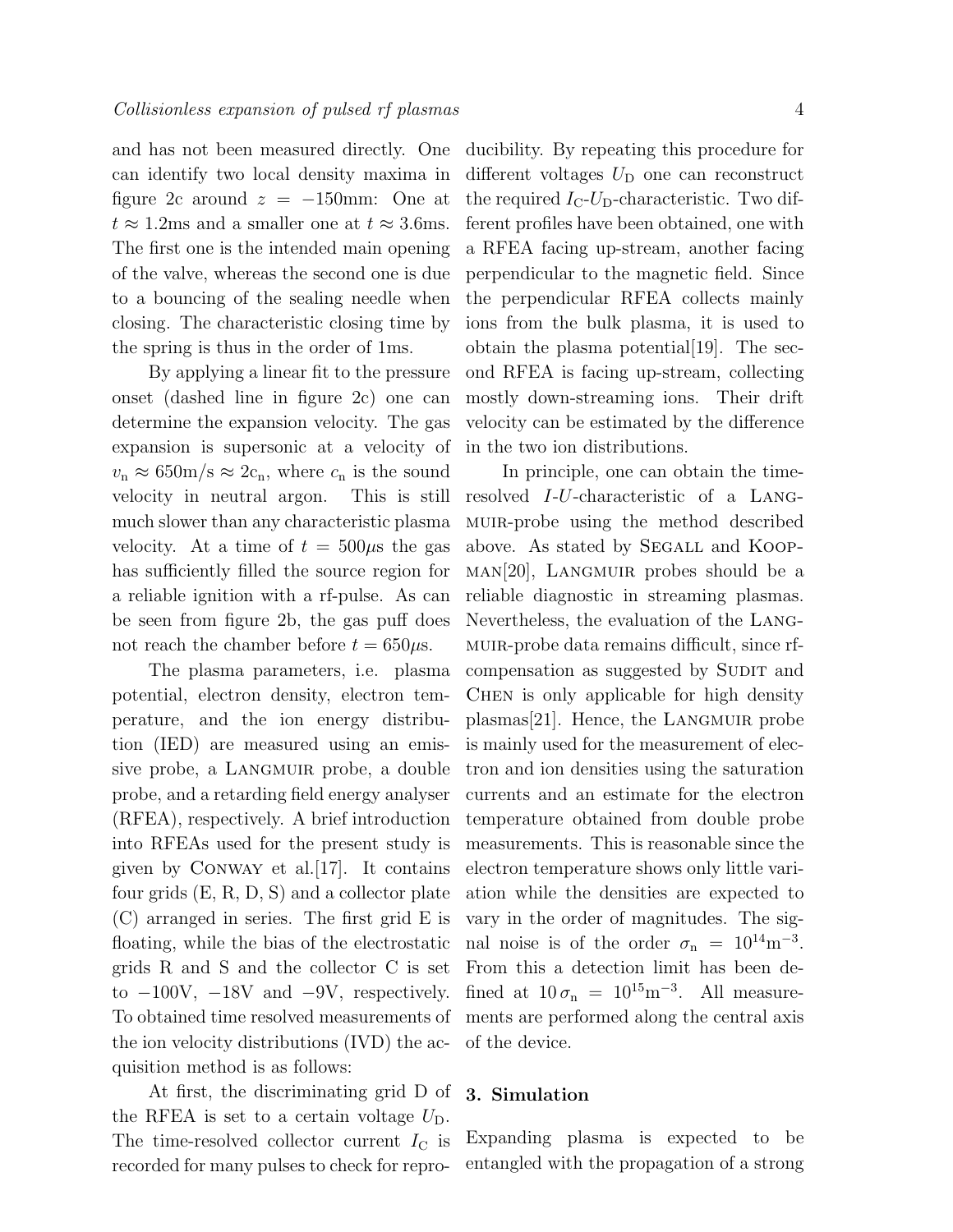and has not been measured directly. One can identify two local density maxima in figure 2c around $z = -150$mm: One at $t \approx 1.2$ms and a smaller one at $t \approx 3.6$ms. The first one is the intended main opening of the valve, whereas the second one is due to a bouncing of the sealing needle when closing. The characteristic closing time by the spring is thus in the order of 1ms.

By applying a linear fit to the pressure onset (dashed line in figure 2c) one can determine the expansion velocity. The gas expansion is supersonic at a velocity of $v_\mathrm{n} \approx 650\mathrm{m/s} \approx 2c_\mathrm{n}$, where $c_\mathrm{n}$ is the sound velocity in neutral argon. This is still much slower than any characteristic plasma velocity. At a time of $t = 500\mu$s the gas has sufficiently filled the source region for a reliable ignition with a rf-pulse. As can be seen from figure 2b, the gas puff does not reach the chamber before $t = 650\mu$s.

The plasma parameters, i.e. plasma potential, electron density, electron temperature, and the ion energy distribution (IED) are measured using an emissive probe, a Langmuir probe, a double probe, and a retarding field energy analyser (RFEA), respectively. A brief introduction into RFEAs used for the present study is given by Conway et al.[17]. It contains four grids (E, R, D, S) and a collector plate (C) arranged in series. The first grid E is floating, while the bias of the electrostatic grids R and S and the collector C is set to $-100$V, $-18$V and $-9$V, respectively. To obtained time resolved measurements of the ion velocity distributions (IVD) the acquisition method is as follows:

At first, the discriminating grid D of the RFEA is set to a certain voltage $U_\mathrm{D}$. The time-resolved collector current $I_\mathrm{C}$ is recorded for many pulses to check for reproducibility. By repeating this procedure for different voltages $U_\mathrm{D}$ one can reconstruct the required $I_\mathrm{C}$-$U_\mathrm{D}$-characteristic. Two different profiles have been obtained, one with a RFEA facing up-stream, another facing perpendicular to the magnetic field. Since the perpendicular RFEA collects mainly ions from the bulk plasma, it is used to obtain the plasma potential[19]. The second RFEA is facing up-stream, collecting mostly down-streaming ions. Their drift velocity can be estimated by the difference in the two ion distributions.

In principle, one can obtain the time-resolved $I$-$U$-characteristic of a Langmuir-probe using the method described above. As stated by Segall and Koopman[20], Langmuir probes should be a reliable diagnostic in streaming plasmas. Nevertheless, the evaluation of the Langmuir-probe data remains difficult, since rf-compensation as suggested by Sudit and Chen is only applicable for high density plasmas[21]. Hence, the Langmuir probe is mainly used for the measurement of electron and ion densities using the saturation currents and an estimate for the electron temperature obtained from double probe measurements. This is reasonable since the electron temperature shows only little variation while the densities are expected to vary in the order of magnitudes. The signal noise is of the order $\sigma_\mathrm{n} = 10^{14}\mathrm{m}^{-3}$. From this a detection limit has been defined at $10\,\sigma_\mathrm{n} = 10^{15}\mathrm{m}^{-3}$. All measurements are performed along the central axis of the device.

## 3. Simulation

Expanding plasma is expected to be entangled with the propagation of a strong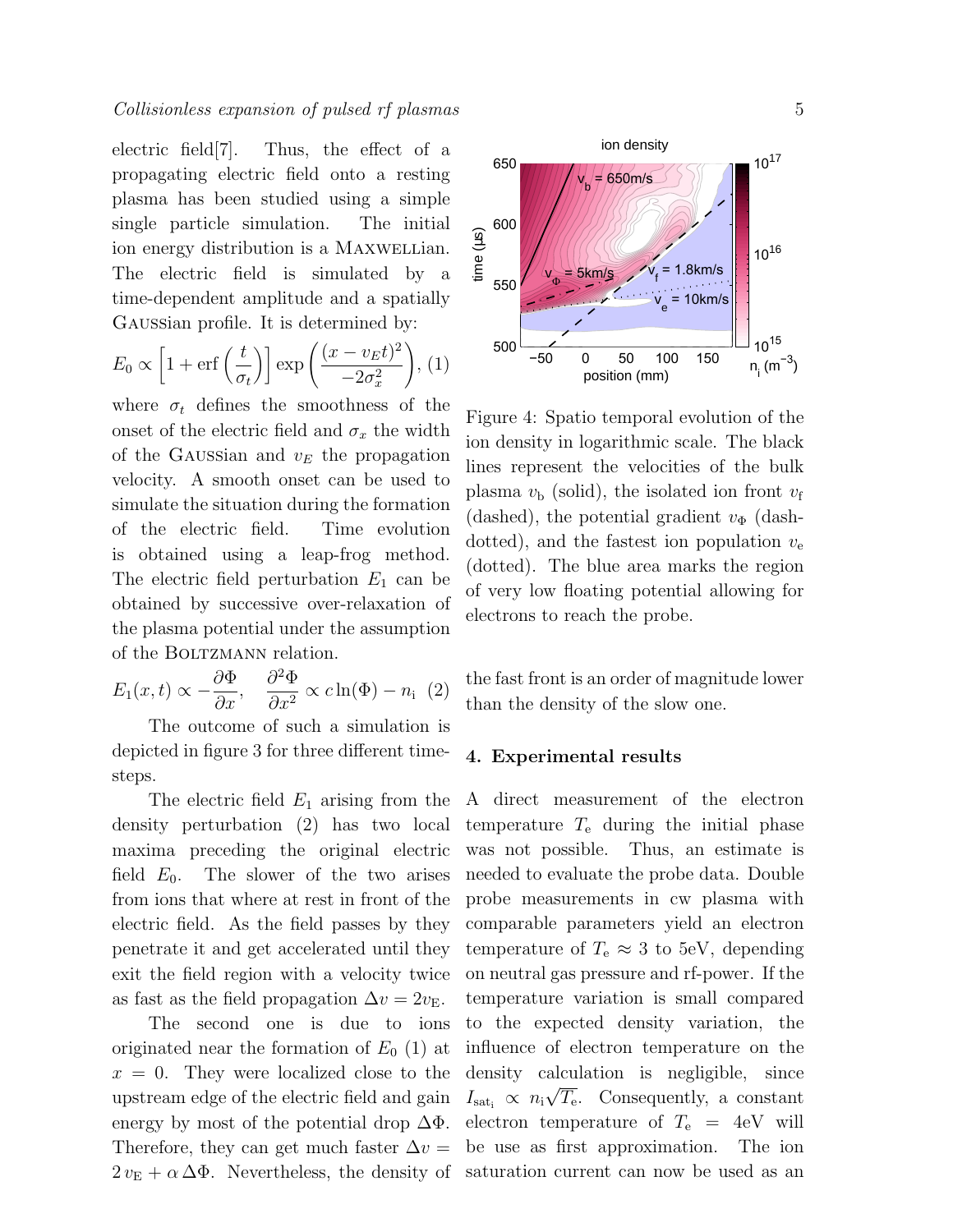electric field[7]. Thus, the effect of a propagating electric field onto a resting plasma has been studied using a simple single particle simulation. The initial ion energy distribution is a MAXWELLian. The electric field is simulated by a time-dependent amplitude and a spatially GAUSSian profile. It is determined by:

$$E_0 \propto \left[1 + \mathrm{erf}\left(\frac{t}{\sigma_t}\right)\right] \exp\left(\frac{(x - v_E t)^2}{-2\sigma_x^2}\right), \quad (1)$$

where $\sigma_t$ defines the smoothness of the onset of the electric field and $\sigma_x$ the width of the GAUSSian and $v_E$ the propagation velocity. A smooth onset can be used to simulate the situation during the formation of the electric field. Time evolution is obtained using a leap-frog method. The electric field perturbation $E_1$ can be obtained by successive over-relaxation of the plasma potential under the assumption of the BOLTZMANN relation.

$$E_1(x,t) \propto -\frac{\partial \Phi}{\partial x}, \quad \frac{\partial^2 \Phi}{\partial x^2} \propto c \ln(\Phi) - n_\mathrm{i} \quad (2)$$

The outcome of such a simulation is depicted in figure 3 for three different time-steps.

The electric field $E_1$ arising from the density perturbation (2) has two local maxima preceding the original electric field $E_0$. The slower of the two arises from ions that where at rest in front of the electric field. As the field passes by they penetrate it and get accelerated until they exit the field region with a velocity twice as fast as the field propagation $\Delta v = 2 v_\mathrm{E}$.

The second one is due to ions originated near the formation of $E_0$ (1) at $x = 0$. They were localized close to the upstream edge of the electric field and gain energy by most of the potential drop $\Delta\Phi$. Therefore, they can get much faster $\Delta v = 2\, v_\mathrm{E} + \alpha\, \Delta\Phi$. Nevertheless, the density of the fast front is an order of magnitude lower than the density of the slow one.

Figure 4: Spatio temporal evolution of the ion density in logarithmic scale. The black lines represent the velocities of the bulk plasma $v_\mathrm{b}$ (solid), the isolated ion front $v_\mathrm{f}$ (dashed), the potential gradient $v_\Phi$ (dash-dotted), and the fastest ion population $v_\mathrm{e}$ (dotted). The blue area marks the region of very low floating potential allowing for electrons to reach the probe.

## 4. Experimental results

A direct measurement of the electron temperature $T_\mathrm{e}$ during the initial phase was not possible. Thus, an estimate is needed to evaluate the probe data. Double probe measurements in cw plasma with comparable parameters yield an electron temperature of $T_\mathrm{e} \approx 3$ to 5eV, depending on neutral gas pressure and rf-power. If the temperature variation is small compared to the expected density variation, the influence of electron temperature on the density calculation is negligible, since $I_{\mathrm{sat}_\mathrm{i}} \propto n_\mathrm{i}\sqrt{T_\mathrm{e}}$. Consequently, a constant electron temperature of $T_\mathrm{e} = 4$eV will be use as first approximation. The ion saturation current can now be used as an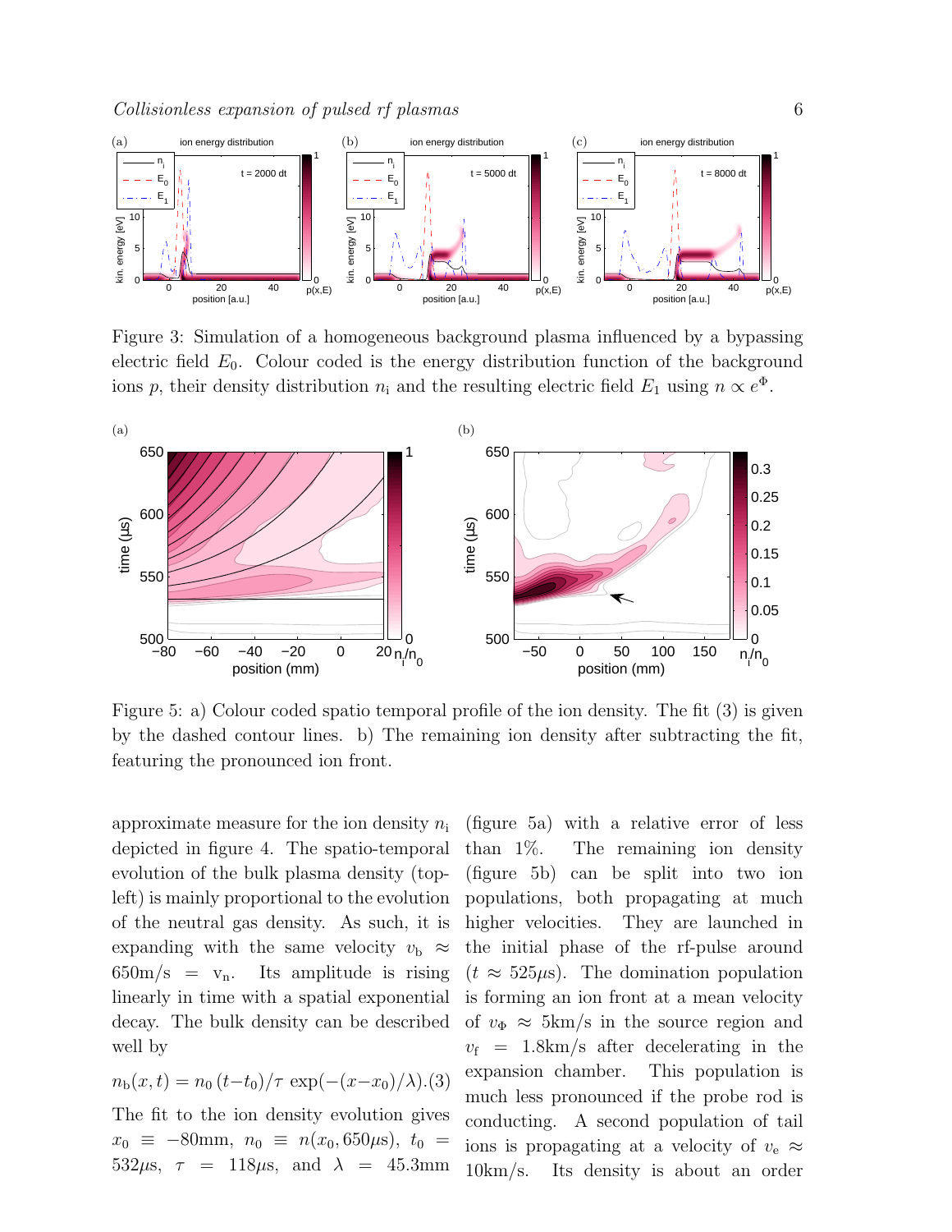Figure 3: Simulation of a homogeneous background plasma influenced by a bypassing electric field $E_0$. Colour coded is the energy distribution function of the background ions $p$, their density distribution $n_\mathrm{i}$ and the resulting electric field $E_1$ using $n \propto e^{\Phi}$.

Figure 5: a) Colour coded spatio temporal profile of the ion density. The fit (3) is given by the dashed contour lines. b) The remaining ion density after subtracting the fit, featuring the pronounced ion front.

approximate measure for the ion density $n_\mathrm{i}$ depicted in figure 4. The spatio-temporal evolution of the bulk plasma density (top-left) is mainly proportional to the evolution of the neutral gas density. As such, it is expanding with the same velocity $v_\mathrm{b} \approx 650\mathrm{m/s} = \mathrm{v_n}$. Its amplitude is rising linearly in time with a spatial exponential decay. The bulk density can be described well by

$$n_\mathrm{b}(x,t) = n_0\,(t-t_0)/\tau\,\exp(-(x-x_0)/\lambda). \quad (3)$$

The fit to the ion density evolution gives $x_0 \equiv -80\mathrm{mm}$, $n_0 \equiv n(x_0, 650\mu\mathrm{s})$, $t_0 = 532\mu\mathrm{s}$, $\tau = 118\mu\mathrm{s}$, and $\lambda = 45.3\mathrm{mm}$ (figure 5a) with a relative error of less than 1%. The remaining ion density (figure 5b) can be split into two ion populations, both propagating at much higher velocities. They are launched in the initial phase of the rf-pulse around ($t \approx 525\mu\mathrm{s}$). The domination population is forming an ion front at a mean velocity of $v_\Phi \approx 5\mathrm{km/s}$ in the source region and $v_\mathrm{f} = 1.8\mathrm{km/s}$ after decelerating in the expansion chamber. This population is much less pronounced if the probe rod is conducting. A second population of tail ions is propagating at a velocity of $v_\mathrm{e} \approx 10\mathrm{km/s}$. Its density is about an order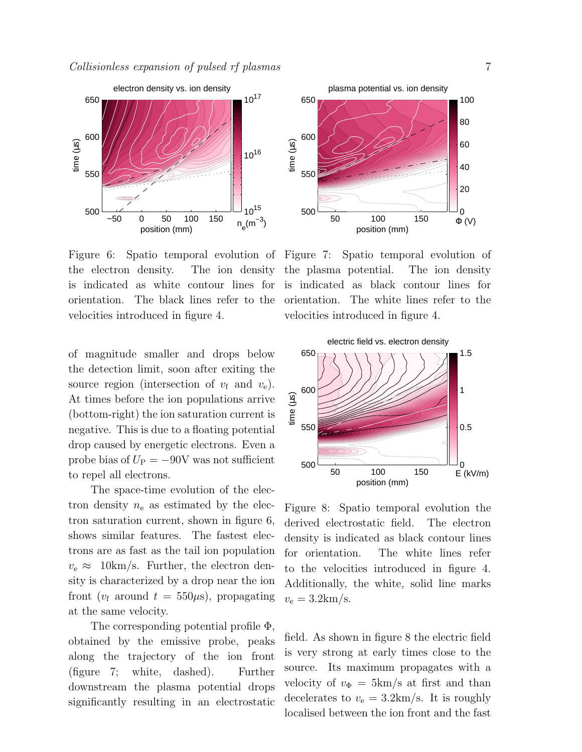Figure 6: Spatio temporal evolution of the electron density. The ion density is indicated as white contour lines for orientation. The black lines refer to the velocities introduced in figure 4.

Figure 7: Spatio temporal evolution of the plasma potential. The ion density is indicated as black contour lines for orientation. The white lines refer to the velocities introduced in figure 4.

of magnitude smaller and drops below the detection limit, soon after exiting the source region (intersection of $v_{\mathrm{f}}$ and $v_{\mathrm{e}}$). At times before the ion populations arrive (bottom-right) the ion saturation current is negative. This is due to a floating potential drop caused by energetic electrons. Even a probe bias of $U_{\mathrm{P}} = -90\mathrm{V}$ was not sufficient to repel all electrons.

The space-time evolution of the electron density $n_{\mathrm{e}}$ as estimated by the electron saturation current, shown in figure 6, shows similar features. The fastest electrons are as fast as the tail ion population $v_{\mathrm{e}} \approx 10\mathrm{km/s}$. Further, the electron density is characterized by a drop near the ion front ($v_{\mathrm{f}}$ around $t = 550\mu\mathrm{s}$), propagating at the same velocity.

The corresponding potential profile $\Phi$, obtained by the emissive probe, peaks along the trajectory of the ion front (figure 7; white, dashed). Further downstream the plasma potential drops significantly resulting in an electrostatic field. As shown in figure 8 the electric field is very strong at early times close to the source. Its maximum propagates with a velocity of $v_{\Phi} = 5\mathrm{km/s}$ at first and than decelerates to $v_{\mathrm{e}} = 3.2\mathrm{km/s}$. It is roughly localised between the ion front and the fast

Figure 8: Spatio temporal evolution the derived electrostatic field. The electron density is indicated as black contour lines for orientation. The white lines refer to the velocities introduced in figure 4. Additionally, the white, solid line marks $v_{\mathrm{e}} = 3.2\mathrm{km/s}$.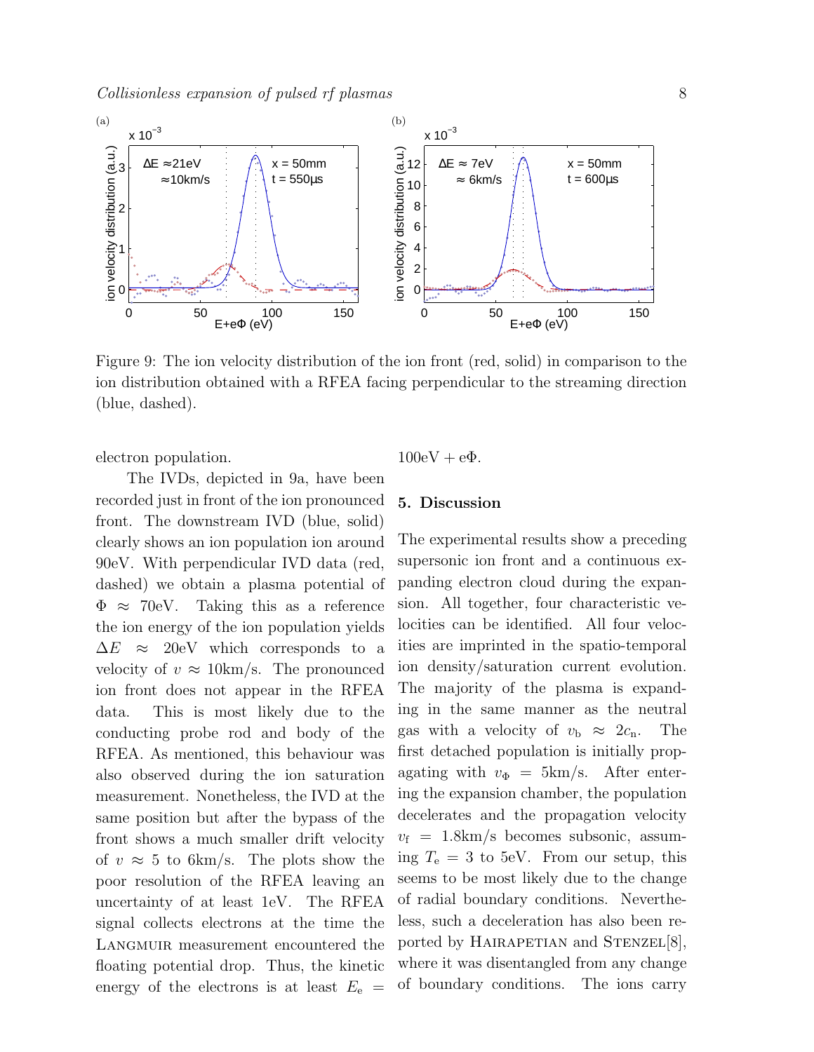Figure 9: The ion velocity distribution of the ion front (red, solid) in comparison to the ion distribution obtained with a RFEA facing perpendicular to the streaming direction (blue, dashed).

electron population.

The IVDs, depicted in 9a, have been recorded just in front of the ion pronounced front. The downstream IVD (blue, solid) clearly shows an ion population ion around 90eV. With perpendicular IVD data (red, dashed) we obtain a plasma potential of $\Phi \approx 70$eV. Taking this as a reference the ion energy of the ion population yields $\Delta E \approx 20$eV which corresponds to a velocity of $v \approx 10$km/s. The pronounced ion front does not appear in the RFEA data. This is most likely due to the conducting probe rod and body of the RFEA. As mentioned, this behaviour was also observed during the ion saturation measurement. Nonetheless, the IVD at the same position but after the bypass of the front shows a much smaller drift velocity of $v \approx 5$ to 6km/s. The plots show the poor resolution of the RFEA leaving an uncertainty of at least 1eV. The RFEA signal collects electrons at the time the Langmuir measurement encountered the floating potential drop. Thus, the kinetic energy of the electrons is at least $E_{\mathrm{e}} = 100\mathrm{eV} + e\Phi$.

## 5. Discussion

The experimental results show a preceding supersonic ion front and a continuous expanding electron cloud during the expansion. All together, four characteristic velocities can be identified. All four velocities are imprinted in the spatio-temporal ion density/saturation current evolution. The majority of the plasma is expanding in the same manner as the neutral gas with a velocity of $v_{\mathrm{b}} \approx 2c_{\mathrm{n}}$. The first detached population is initially propagating with $v_{\Phi} = 5$km/s. After entering the expansion chamber, the population decelerates and the propagation velocity $v_{\mathrm{f}} = 1.8$km/s becomes subsonic, assuming $T_{\mathrm{e}} = 3$ to 5eV. From our setup, this seems to be most likely due to the change of radial boundary conditions. Nevertheless, such a deceleration has also been reported by Hairapetian and Stenzel[8], where it was disentangled from any change of boundary conditions. The ions carry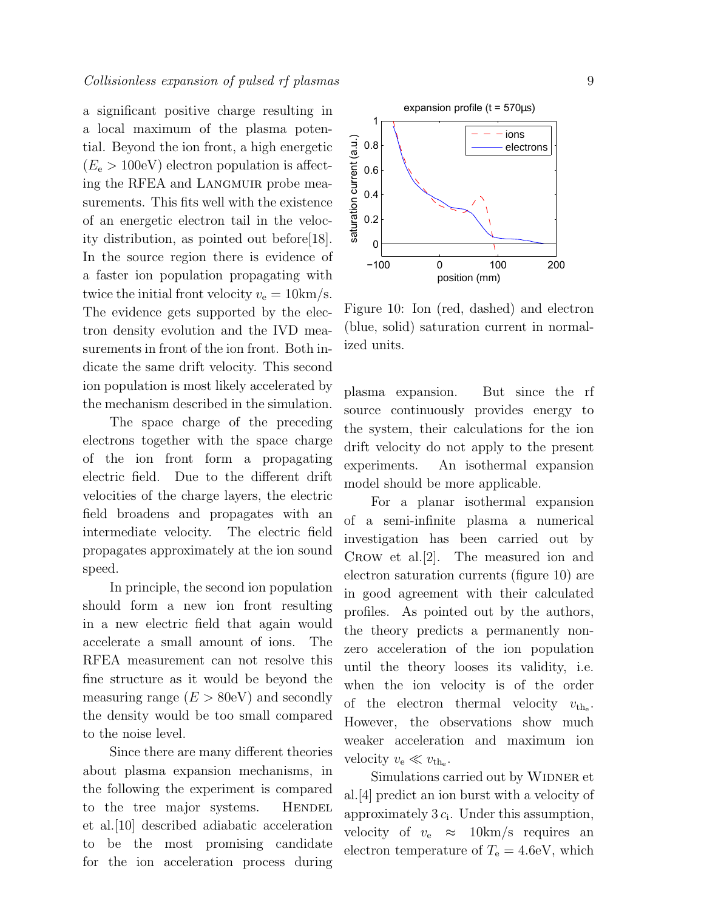a significant positive charge resulting in a local maximum of the plasma potential. Beyond the ion front, a high energetic ($E_e > 100$eV) electron population is affecting the RFEA and LANGMUIR probe measurements. This fits well with the existence of an energetic electron tail in the velocity distribution, as pointed out before[18]. In the source region there is evidence of a faster ion population propagating with twice the initial front velocity $v_e = 10$km/s. The evidence gets supported by the electron density evolution and the IVD measurements in front of the ion front. Both indicate the same drift velocity. This second ion population is most likely accelerated by the mechanism described in the simulation.

The space charge of the preceding electrons together with the space charge of the ion front form a propagating electric field. Due to the different drift velocities of the charge layers, the electric field broadens and propagates with an intermediate velocity. The electric field propagates approximately at the ion sound speed.

In principle, the second ion population should form a new ion front resulting in a new electric field that again would accelerate a small amount of ions. The RFEA measurement can not resolve this fine structure as it would be beyond the measuring range ($E > 80$eV) and secondly the density would be too small compared to the noise level.

Since there are many different theories about plasma expansion mechanisms, in the following the experiment is compared to the tree major systems. HENDEL et al.[10] described adiabatic acceleration to be the most promising candidate for the ion acceleration process during plasma expansion. But since the rf source continuously provides energy to the system, their calculations for the ion drift velocity do not apply to the present experiments. An isothermal expansion model should be more applicable.

Figure 10: Ion (red, dashed) and electron (blue, solid) saturation current in normalized units.

For a planar isothermal expansion of a semi-infinite plasma a numerical investigation has been carried out by CROW et al.[2]. The measured ion and electron saturation currents (figure 10) are in good agreement with their calculated profiles. As pointed out by the authors, the theory predicts a permanently non-zero acceleration of the ion population until the theory looses its validity, i.e. when the ion velocity is of the order of the electron thermal velocity $v_{\mathrm{th_e}}$. However, the observations show much weaker acceleration and maximum ion velocity $v_e \ll v_{\mathrm{th_e}}$.

Simulations carried out by WIDNER et al.[4] predict an ion burst with a velocity of approximately $3\,c_i$. Under this assumption, velocity of $v_e \approx 10$km/s requires an electron temperature of $T_e = 4.6$eV, which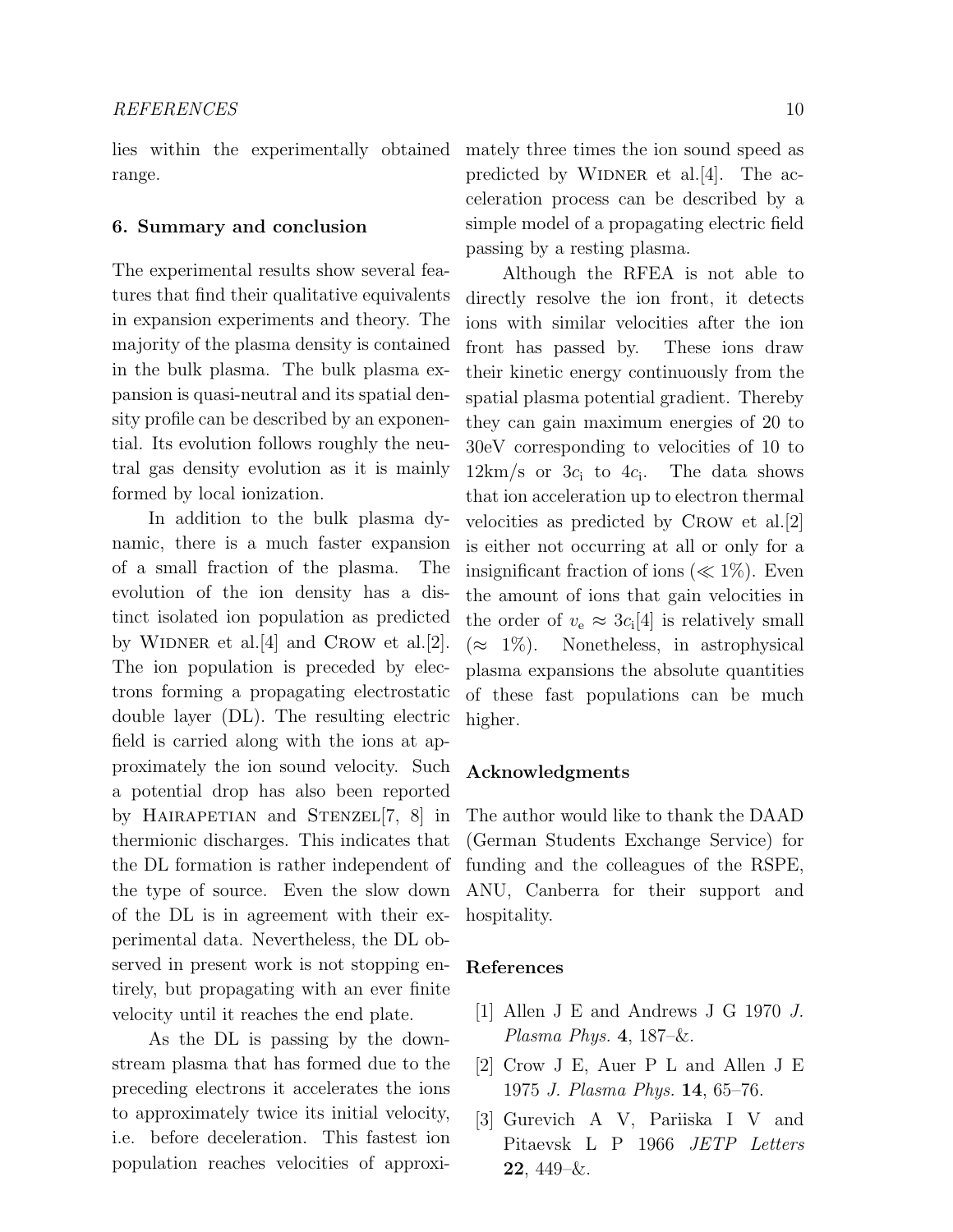lies within the experimentally obtained range.

## 6. Summary and conclusion

The experimental results show several features that find their qualitative equivalents in expansion experiments and theory. The majority of the plasma density is contained in the bulk plasma. The bulk plasma expansion is quasi-neutral and its spatial density profile can be described by an exponential. Its evolution follows roughly the neutral gas density evolution as it is mainly formed by local ionization.

In addition to the bulk plasma dynamic, there is a much faster expansion of a small fraction of the plasma. The evolution of the ion density has a distinct isolated ion population as predicted by Widner et al.[4] and Crow et al.[2]. The ion population is preceded by electrons forming a propagating electrostatic double layer (DL). The resulting electric field is carried along with the ions at approximately the ion sound velocity. Such a potential drop has also been reported by Hairapetian and Stenzel[7, 8] in thermionic discharges. This indicates that the DL formation is rather independent of the type of source. Even the slow down of the DL is in agreement with their experimental data. Nevertheless, the DL observed in present work is not stopping entirely, but propagating with an ever finite velocity until it reaches the end plate.

As the DL is passing by the downstream plasma that has formed due to the preceding electrons it accelerates the ions to approximately twice its initial velocity, i.e. before deceleration. This fastest ion population reaches velocities of approximately three times the ion sound speed as predicted by Widner et al.[4]. The acceleration process can be described by a simple model of a propagating electric field passing by a resting plasma.

Although the RFEA is not able to directly resolve the ion front, it detects ions with similar velocities after the ion front has passed by. These ions draw their kinetic energy continuously from the spatial plasma potential gradient. Thereby they can gain maximum energies of 20 to 30eV corresponding to velocities of 10 to 12km/s or $3c_\mathrm{i}$ to $4c_\mathrm{i}$. The data shows that ion acceleration up to electron thermal velocities as predicted by Crow et al.[2] is either not occurring at all or only for a insignificant fraction of ions ($\ll 1\%$). Even the amount of ions that gain velocities in the order of $v_\mathrm{e} \approx 3c_\mathrm{i}$[4] is relatively small ($\approx 1\%$). Nonetheless, in astrophysical plasma expansions the absolute quantities of these fast populations can be much higher.

## Acknowledgments

The author would like to thank the DAAD (German Students Exchange Service) for funding and the colleagues of the RSPE, ANU, Canberra for their support and hospitality.

## References

[1] Allen J E and Andrews J G 1970 *J. Plasma Phys.* **4**, 187–&.

[2] Crow J E, Auer P L and Allen J E 1975 *J. Plasma Phys.* **14**, 65–76.

[3] Gurevich A V, Pariiska I V and Pitaevsk L P 1966 *JETP Letters* **22**, 449–&.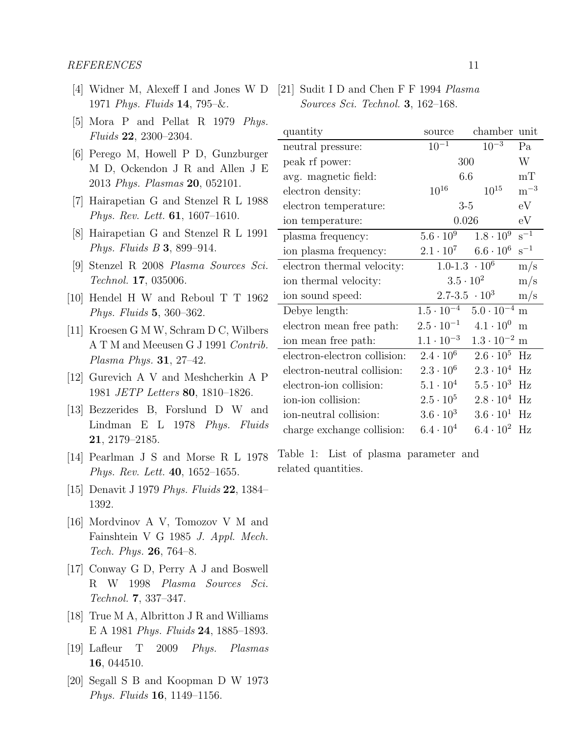[4] Widner M, Alexeff I and Jones W D 1971 *Phys. Fluids* **14**, 795–&.

[5] Mora P and Pellat R 1979 *Phys. Fluids* **22**, 2300–2304.

[6] Perego M, Howell P D, Gunzburger M D, Ockendon J R and Allen J E 2013 *Phys. Plasmas* **20**, 052101.

[7] Hairapetian G and Stenzel R L 1988 *Phys. Rev. Lett.* **61**, 1607–1610.

[8] Hairapetian G and Stenzel R L 1991 *Phys. Fluids B* **3**, 899–914.

[9] Stenzel R 2008 *Plasma Sources Sci. Technol.* **17**, 035006.

[10] Hendel H W and Reboul T T 1962 *Phys. Fluids* **5**, 360–362.

[11] Kroesen G M W, Schram D C, Wilbers A T M and Meeusen G J 1991 *Contrib. Plasma Phys.* **31**, 27–42.

[12] Gurevich A V and Meshcherkin A P 1981 *JETP Letters* **80**, 1810–1826.

[13] Bezzerides B, Forslund D W and Lindman E L 1978 *Phys. Fluids* **21**, 2179–2185.

[14] Pearlman J S and Morse R L 1978 *Phys. Rev. Lett.* **40**, 1652–1655.

[15] Denavit J 1979 *Phys. Fluids* **22**, 1384–1392.

[16] Mordvinov A V, Tomozov V M and Fainshtein V G 1985 *J. Appl. Mech. Tech. Phys.* **26**, 764–8.

[17] Conway G D, Perry A J and Boswell R W 1998 *Plasma Sources Sci. Technol.* **7**, 337–347.

[18] True M A, Albritton J R and Williams E A 1981 *Phys. Fluids* **24**, 1885–1893.

[19] Lafleur T 2009 *Phys. Plasmas* **16**, 044510.

[20] Segall S B and Koopman D W 1973 *Phys. Fluids* **16**, 1149–1156.

[21] Sudit I D and Chen F F 1994 *Plasma Sources Sci. Technol.* **3**, 162–168.

| quantity | source | chamber | unit |
|---|---|---|---|
| neutral pressure: | $10^{-1}$ | $10^{-3}$ | Pa |
| peak rf power: | 300 | | W |
| avg. magnetic field: | 6.6 | | mT |
| electron density: | $10^{16}$ | $10^{15}$ | $m^{-3}$ |
| electron temperature: | 3-5 | | eV |
| ion temperature: | 0.026 | | eV |
| plasma frequency: | $5.6 \cdot 10^{9}$ | $1.8 \cdot 10^{9}$ | $s^{-1}$ |
| ion plasma frequency: | $2.1 \cdot 10^{7}$ | $6.6 \cdot 10^{6}$ | $s^{-1}$ |
| electron thermal velocity: | $1.0\text{-}1.3 \cdot 10^{6}$ | | m/s |
| ion thermal velocity: | $3.5 \cdot 10^{2}$ | | m/s |
| ion sound speed: | $2.7\text{-}3.5 \cdot 10^{3}$ | | m/s |
| Debye length: | $1.5 \cdot 10^{-4}$ | $5.0 \cdot 10^{-4}$ | m |
| electron mean free path: | $2.5 \cdot 10^{-1}$ | $4.1 \cdot 10^{0}$ | m |
| ion mean free path: | $1.1 \cdot 10^{-3}$ | $1.3 \cdot 10^{-2}$ | m |
| electron-electron collision: | $2.4 \cdot 10^{6}$ | $2.6 \cdot 10^{5}$ | Hz |
| electron-neutral collision: | $2.3 \cdot 10^{6}$ | $2.3 \cdot 10^{4}$ | Hz |
| electron-ion collision: | $5.1 \cdot 10^{4}$ | $5.5 \cdot 10^{3}$ | Hz |
| ion-ion collision: | $2.5 \cdot 10^{5}$ | $2.8 \cdot 10^{4}$ | Hz |
| ion-neutral collision: | $3.6 \cdot 10^{3}$ | $3.6 \cdot 10^{1}$ | Hz |
| charge exchange collision: | $6.4 \cdot 10^{4}$ | $6.4 \cdot 10^{2}$ | Hz |

Table 1: List of plasma parameter and related quantities.